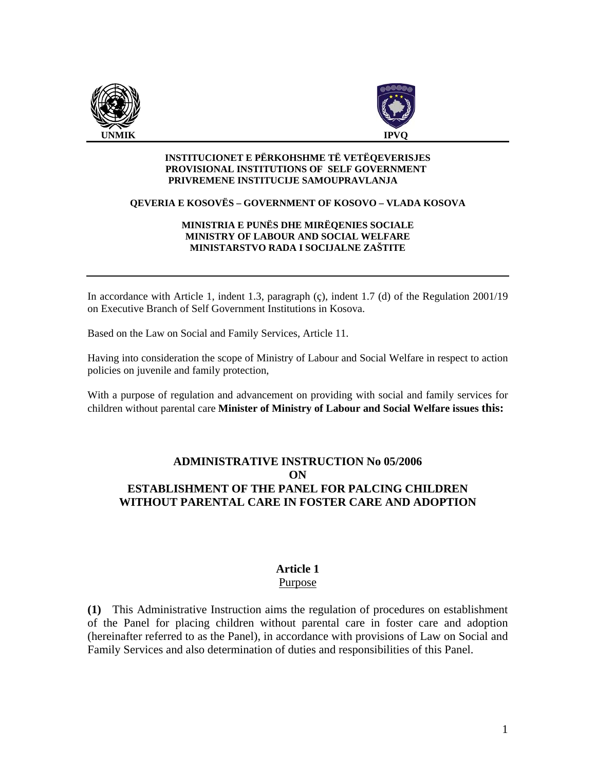UNMIK IPVQ

**INSTITUCIONET E PËRKOHSHME TË VETËQEVERISJES**
**PROVISIONAL INSTITUTIONS OF SELF GOVERNMENT**
**PRIVREMENE INSTITUCIJE SAMOUPRAVLANJA**

**QEVERIA E KOSOVËS – GOVERNMENT OF KOSOVO – VLADA KOSOVA**

**MINISTRIA E PUNËS DHE MIRËQENIES SOCIALE**
**MINISTRY OF LABOUR AND SOCIAL WELFARE**
**MINISTARSTVO RADA I SOCIJALNE ZAŠTITE**

---

In accordance with Article 1, indent 1.3, paragraph (ç), indent 1.7 (d) of the Regulation 2001/19 on Executive Branch of Self Government Institutions in Kosova.

Based on the Law on Social and Family Services, Article 11.

Having into consideration the scope of Ministry of Labour and Social Welfare in respect to action policies on juvenile and family protection,

With a purpose of regulation and advancement on providing with social and family services for children without parental care **Minister of Ministry of Labour and Social Welfare issues this:**

# ADMINISTRATIVE INSTRUCTION No 05/2006 ON ESTABLISHMENT OF THE PANEL FOR PALCING CHILDREN WITHOUT PARENTAL CARE IN FOSTER CARE AND ADOPTION

## Article 1
Purpose

**(1)** This Administrative Instruction aims the regulation of procedures on establishment of the Panel for placing children without parental care in foster care and adoption (hereinafter referred to as the Panel), in accordance with provisions of Law on Social and Family Services and also determination of duties and responsibilities of this Panel.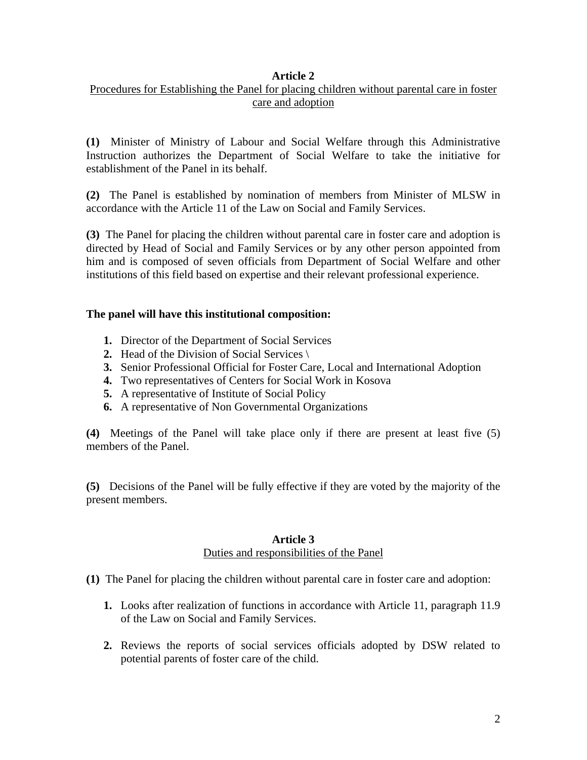## Article 2

Procedures for Establishing the Panel for placing children without parental care in foster care and adoption

**(1)** Minister of Ministry of Labour and Social Welfare through this Administrative Instruction authorizes the Department of Social Welfare to take the initiative for establishment of the Panel in its behalf.

**(2)** The Panel is established by nomination of members from Minister of MLSW in accordance with the Article 11 of the Law on Social and Family Services.

**(3)** The Panel for placing the children without parental care in foster care and adoption is directed by Head of Social and Family Services or by any other person appointed from him and is composed of seven officials from Department of Social Welfare and other institutions of this field based on expertise and their relevant professional experience.

**The panel will have this institutional composition:**

1. Director of the Department of Social Services
2. Head of the Division of Social Services \
3. Senior Professional Official for Foster Care, Local and International Adoption
4. Two representatives of Centers for Social Work in Kosova
5. A representative of Institute of Social Policy
6. A representative of Non Governmental Organizations

**(4)** Meetings of the Panel will take place only if there are present at least five (5) members of the Panel.

**(5)** Decisions of the Panel will be fully effective if they are voted by the majority of the present members.

## Article 3

Duties and responsibilities of the Panel

**(1)** The Panel for placing the children without parental care in foster care and adoption:

1. Looks after realization of functions in accordance with Article 11, paragraph 11.9 of the Law on Social and Family Services.

2. Reviews the reports of social services officials adopted by DSW related to potential parents of foster care of the child.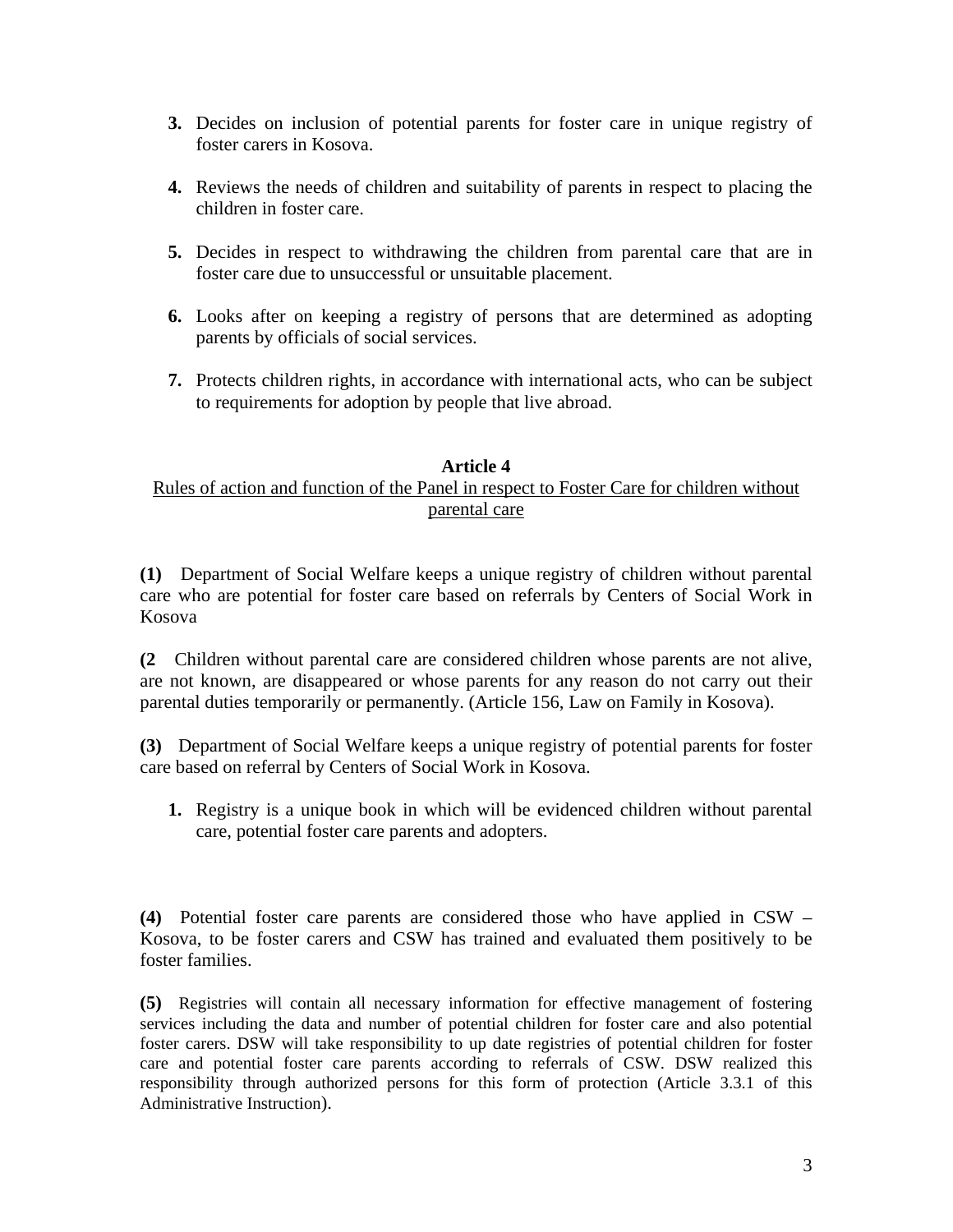3. Decides on inclusion of potential parents for foster care in unique registry of foster carers in Kosova.

4. Reviews the needs of children and suitability of parents in respect to placing the children in foster care.

5. Decides in respect to withdrawing the children from parental care that are in foster care due to unsuccessful or unsuitable placement.

6. Looks after on keeping a registry of persons that are determined as adopting parents by officials of social services.

7. Protects children rights, in accordance with international acts, who can be subject to requirements for adoption by people that live abroad.

## Article 4

Rules of action and function of the Panel in respect to Foster Care for children without parental care

**(1)** Department of Social Welfare keeps a unique registry of children without parental care who are potential for foster care based on referrals by Centers of Social Work in Kosova

**(2** Children without parental care are considered children whose parents are not alive, are not known, are disappeared or whose parents for any reason do not carry out their parental duties temporarily or permanently. (Article 156, Law on Family in Kosova).

**(3)** Department of Social Welfare keeps a unique registry of potential parents for foster care based on referral by Centers of Social Work in Kosova.

1. Registry is a unique book in which will be evidenced children without parental care, potential foster care parents and adopters.

**(4)** Potential foster care parents are considered those who have applied in CSW – Kosova, to be foster carers and CSW has trained and evaluated them positively to be foster families.

**(5)** Registries will contain all necessary information for effective management of fostering services including the data and number of potential children for foster care and also potential foster carers. DSW will take responsibility to up date registries of potential children for foster care and potential foster care parents according to referrals of CSW. DSW realized this responsibility through authorized persons for this form of protection (Article 3.3.1 of this Administrative Instruction).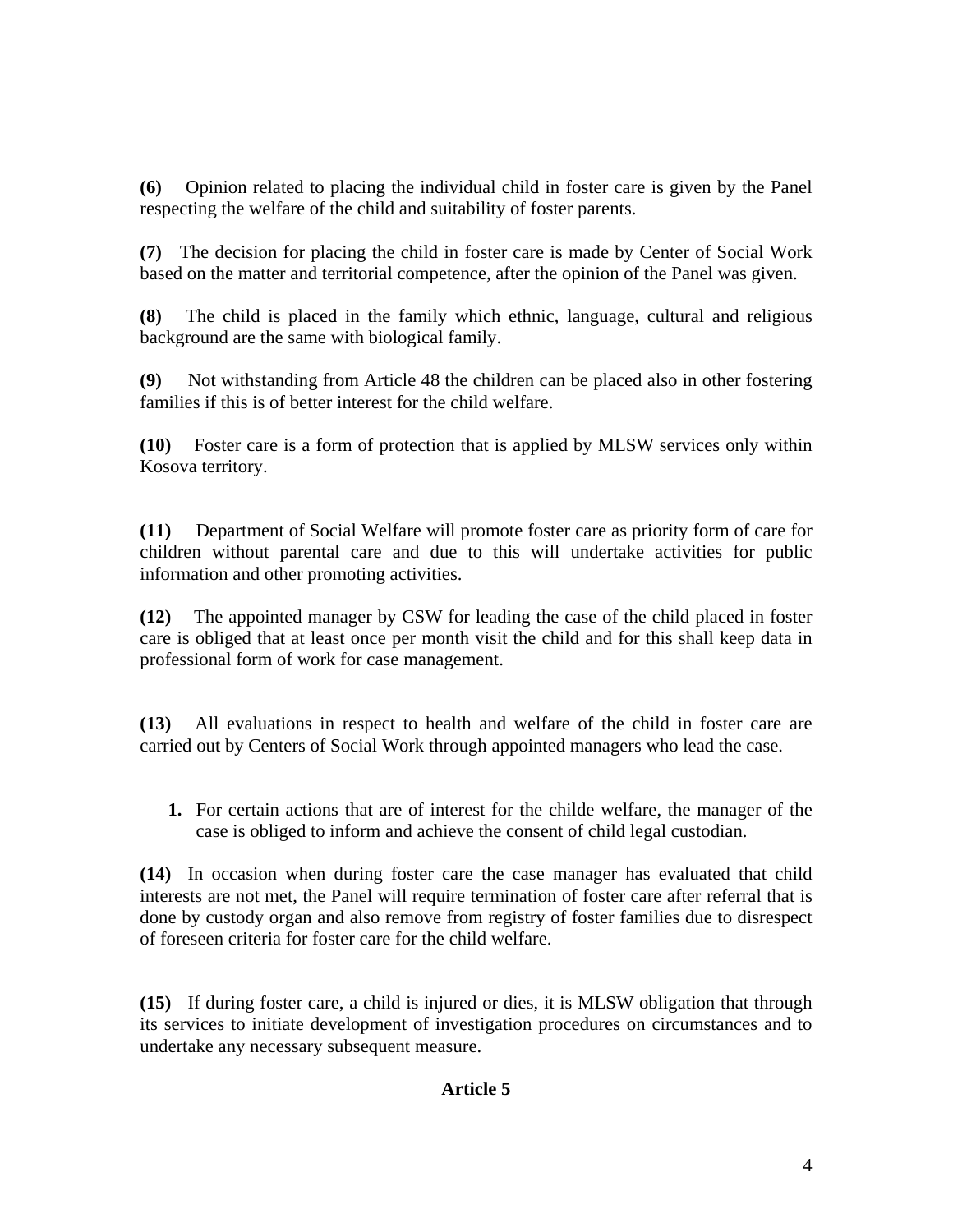**(6)** Opinion related to placing the individual child in foster care is given by the Panel respecting the welfare of the child and suitability of foster parents.

**(7)** The decision for placing the child in foster care is made by Center of Social Work based on the matter and territorial competence, after the opinion of the Panel was given.

**(8)** The child is placed in the family which ethnic, language, cultural and religious background are the same with biological family.

**(9)** Not withstanding from Article 48 the children can be placed also in other fostering families if this is of better interest for the child welfare.

**(10)** Foster care is a form of protection that is applied by MLSW services only within Kosova territory.

**(11)** Department of Social Welfare will promote foster care as priority form of care for children without parental care and due to this will undertake activities for public information and other promoting activities.

**(12)** The appointed manager by CSW for leading the case of the child placed in foster care is obliged that at least once per month visit the child and for this shall keep data in professional form of work for case management.

**(13)** All evaluations in respect to health and welfare of the child in foster care are carried out by Centers of Social Work through appointed managers who lead the case.

1. For certain actions that are of interest for the childe welfare, the manager of the case is obliged to inform and achieve the consent of child legal custodian.

**(14)** In occasion when during foster care the case manager has evaluated that child interests are not met, the Panel will require termination of foster care after referral that is done by custody organ and also remove from registry of foster families due to disrespect of foreseen criteria for foster care for the child welfare.

**(15)** If during foster care, a child is injured or dies, it is MLSW obligation that through its services to initiate development of investigation procedures on circumstances and to undertake any necessary subsequent measure.

### Article 5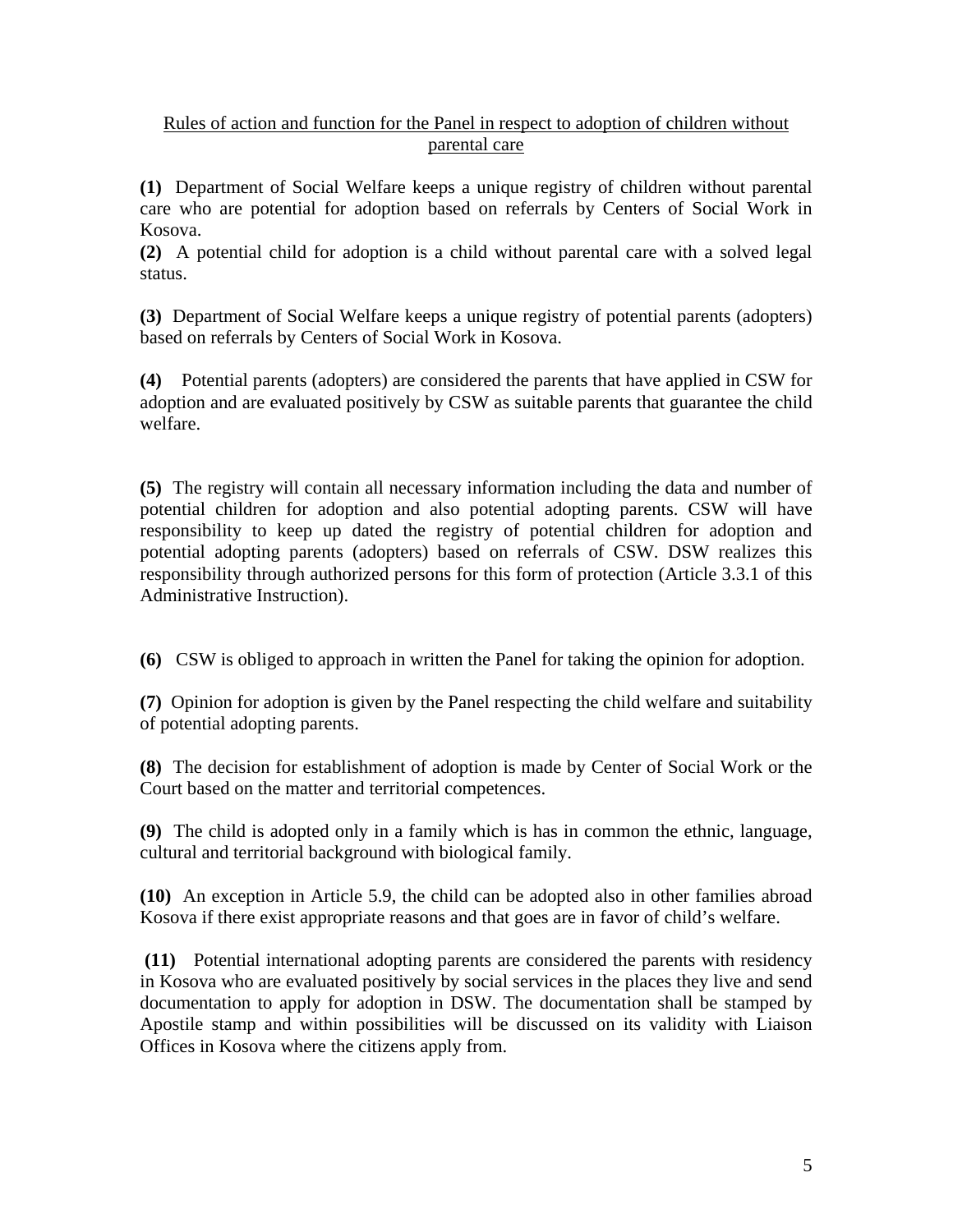<u>Rules of action and function for the Panel in respect to adoption of children without parental care</u>

**(1)** Department of Social Welfare keeps a unique registry of children without parental care who are potential for adoption based on referrals by Centers of Social Work in Kosova.

**(2)** A potential child for adoption is a child without parental care with a solved legal status.

**(3)** Department of Social Welfare keeps a unique registry of potential parents (adopters) based on referrals by Centers of Social Work in Kosova.

**(4)** Potential parents (adopters) are considered the parents that have applied in CSW for adoption and are evaluated positively by CSW as suitable parents that guarantee the child welfare.

**(5)** The registry will contain all necessary information including the data and number of potential children for adoption and also potential adopting parents. CSW will have responsibility to keep up dated the registry of potential children for adoption and potential adopting parents (adopters) based on referrals of CSW. DSW realizes this responsibility through authorized persons for this form of protection (Article 3.3.1 of this Administrative Instruction).

**(6)** CSW is obliged to approach in written the Panel for taking the opinion for adoption.

**(7)** Opinion for adoption is given by the Panel respecting the child welfare and suitability of potential adopting parents.

**(8)** The decision for establishment of adoption is made by Center of Social Work or the Court based on the matter and territorial competences.

**(9)** The child is adopted only in a family which is has in common the ethnic, language, cultural and territorial background with biological family.

**(10)** An exception in Article 5.9, the child can be adopted also in other families abroad Kosova if there exist appropriate reasons and that goes are in favor of child's welfare.

**(11)** Potential international adopting parents are considered the parents with residency in Kosova who are evaluated positively by social services in the places they live and send documentation to apply for adoption in DSW. The documentation shall be stamped by Apostile stamp and within possibilities will be discussed on its validity with Liaison Offices in Kosova where the citizens apply from.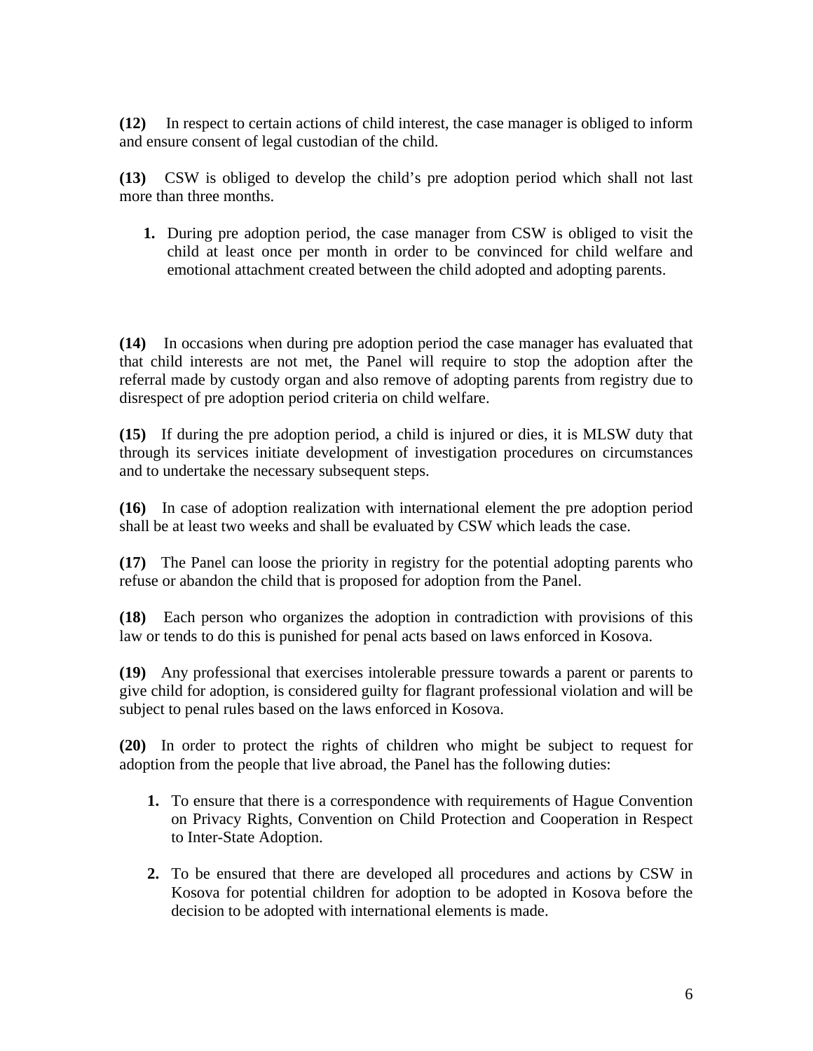**(12)** In respect to certain actions of child interest, the case manager is obliged to inform and ensure consent of legal custodian of the child.

**(13)** CSW is obliged to develop the child's pre adoption period which shall not last more than three months.

1. During pre adoption period, the case manager from CSW is obliged to visit the child at least once per month in order to be convinced for child welfare and emotional attachment created between the child adopted and adopting parents.

**(14)** In occasions when during pre adoption period the case manager has evaluated that that child interests are not met, the Panel will require to stop the adoption after the referral made by custody organ and also remove of adopting parents from registry due to disrespect of pre adoption period criteria on child welfare.

**(15)** If during the pre adoption period, a child is injured or dies, it is MLSW duty that through its services initiate development of investigation procedures on circumstances and to undertake the necessary subsequent steps.

**(16)** In case of adoption realization with international element the pre adoption period shall be at least two weeks and shall be evaluated by CSW which leads the case.

**(17)** The Panel can loose the priority in registry for the potential adopting parents who refuse or abandon the child that is proposed for adoption from the Panel.

**(18)** Each person who organizes the adoption in contradiction with provisions of this law or tends to do this is punished for penal acts based on laws enforced in Kosova.

**(19)** Any professional that exercises intolerable pressure towards a parent or parents to give child for adoption, is considered guilty for flagrant professional violation and will be subject to penal rules based on the laws enforced in Kosova.

**(20)** In order to protect the rights of children who might be subject to request for adoption from the people that live abroad, the Panel has the following duties:

1. To ensure that there is a correspondence with requirements of Hague Convention on Privacy Rights, Convention on Child Protection and Cooperation in Respect to Inter-State Adoption.

2. To be ensured that there are developed all procedures and actions by CSW in Kosova for potential children for adoption to be adopted in Kosova before the decision to be adopted with international elements is made.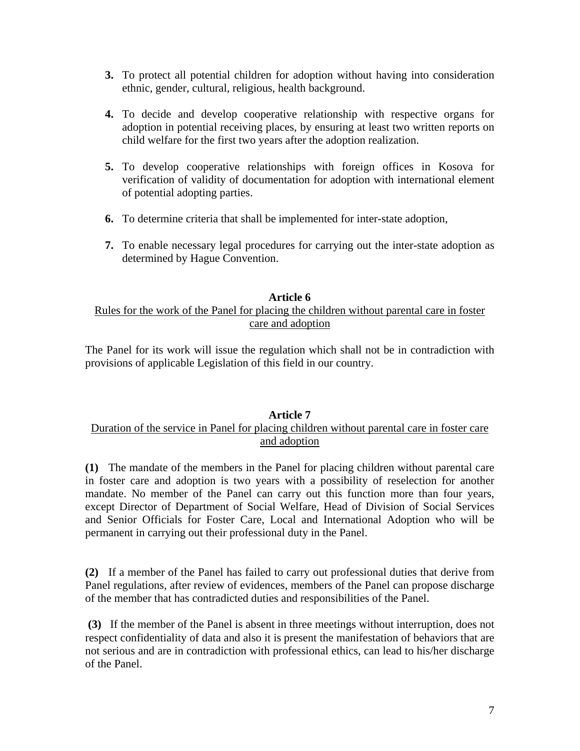3. To protect all potential children for adoption without having into consideration ethnic, gender, cultural, religious, health background.

4. To decide and develop cooperative relationship with respective organs for adoption in potential receiving places, by ensuring at least two written reports on child welfare for the first two years after the adoption realization.

5. To develop cooperative relationships with foreign offices in Kosova for verification of validity of documentation for adoption with international element of potential adopting parties.

6. To determine criteria that shall be implemented for inter-state adoption,

7. To enable necessary legal procedures for carrying out the inter-state adoption as determined by Hague Convention.

### Article 6

Rules for the work of the Panel for placing the children without parental care in foster care and adoption

The Panel for its work will issue the regulation which shall not be in contradiction with provisions of applicable Legislation of this field in our country.

### Article 7

Duration of the service in Panel for placing children without parental care in foster care and adoption

**(1)** The mandate of the members in the Panel for placing children without parental care in foster care and adoption is two years with a possibility of reselection for another mandate. No member of the Panel can carry out this function more than four years, except Director of Department of Social Welfare, Head of Division of Social Services and Senior Officials for Foster Care, Local and International Adoption who will be permanent in carrying out their professional duty in the Panel.

**(2)** If a member of the Panel has failed to carry out professional duties that derive from Panel regulations, after review of evidences, members of the Panel can propose discharge of the member that has contradicted duties and responsibilities of the Panel.

**(3)** If the member of the Panel is absent in three meetings without interruption, does not respect confidentiality of data and also it is present the manifestation of behaviors that are not serious and are in contradiction with professional ethics, can lead to his/her discharge of the Panel.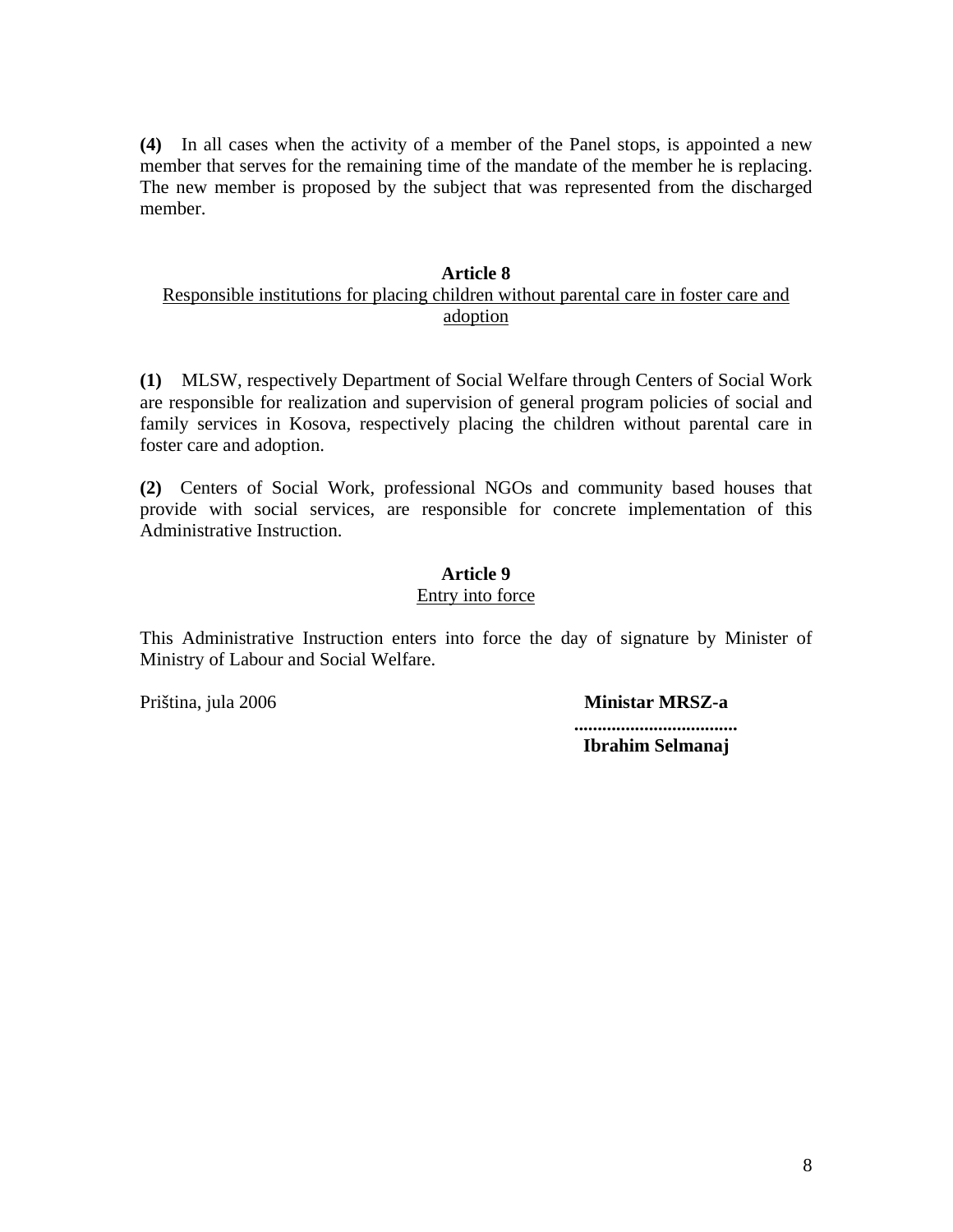**(4)** In all cases when the activity of a member of the Panel stops, is appointed a new member that serves for the remaining time of the mandate of the member he is replacing. The new member is proposed by the subject that was represented from the discharged member.

## Article 8
Responsible institutions for placing children without parental care in foster care and adoption

**(1)** MLSW, respectively Department of Social Welfare through Centers of Social Work are responsible for realization and supervision of general program policies of social and family services in Kosova, respectively placing the children without parental care in foster care and adoption.

**(2)** Centers of Social Work, professional NGOs and community based houses that provide with social services, are responsible for concrete implementation of this Administrative Instruction.

## Article 9
Entry into force

This Administrative Instruction enters into force the day of signature by Minister of Ministry of Labour and Social Welfare.

Priština, jula 2006

**Ministar MRSZ-a**

**...................................**

**Ibrahim Selmanaj**